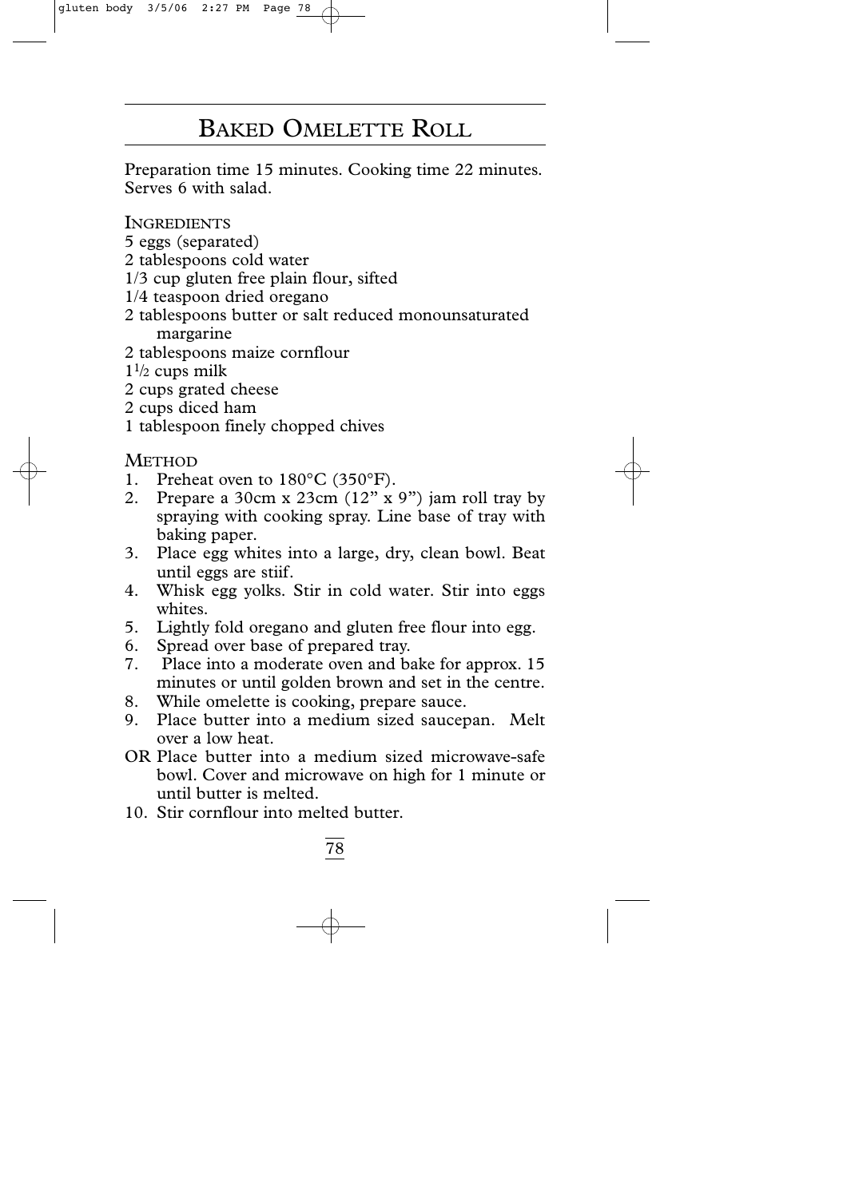# Baked Omelette Roll

Preparation time 15 minutes. Cooking time 22 minutes. Serves 6 with salad.

## Ingredients

5 eggs (separated)
2 tablespoons cold water
1/3 cup gluten free plain flour, sifted
1/4 teaspoon dried oregano
2 tablespoons butter or salt reduced monounsaturated margarine
2 tablespoons maize cornflour
1½ cups milk
2 cups grated cheese
2 cups diced ham
1 tablespoon finely chopped chives

## Method

1. Preheat oven to 180°C (350°F).
2. Prepare a 30cm x 23cm (12" x 9") jam roll tray by spraying with cooking spray. Line base of tray with baking paper.
3. Place egg whites into a large, dry, clean bowl. Beat until eggs are stiif.
4. Whisk egg yolks. Stir in cold water. Stir into eggs whites.
5. Lightly fold oregano and gluten free flour into egg.
6. Spread over base of prepared tray.
7. Place into a moderate oven and bake for approx. 15 minutes or until golden brown and set in the centre.
8. While omelette is cooking, prepare sauce.
9. Place butter into a medium sized saucepan. Melt over a low heat.

OR Place butter into a medium sized microwave-safe bowl. Cover and microwave on high for 1 minute or until butter is melted.

10. Stir cornflour into melted butter.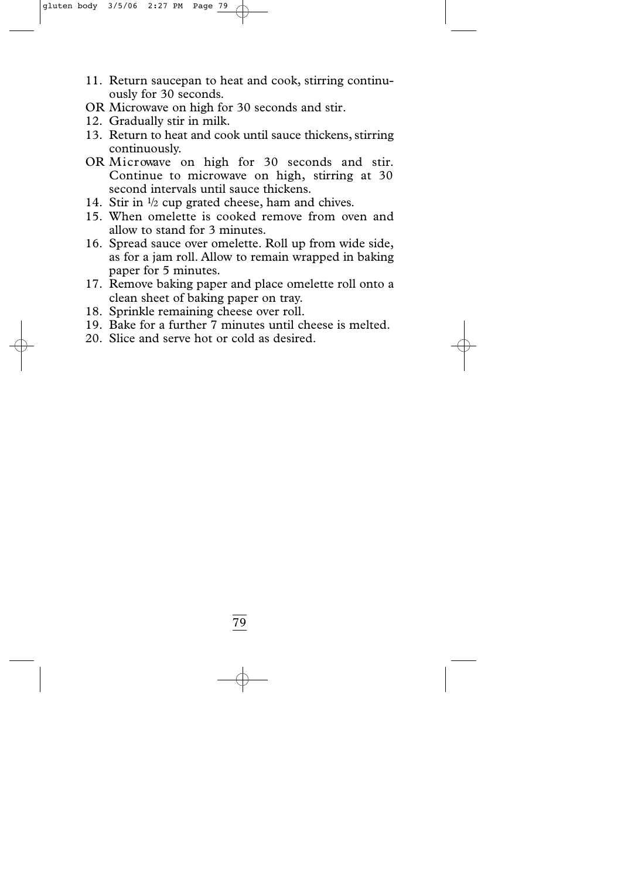11. Return saucepan to heat and cook, stirring continuously for 30 seconds.

OR Microwave on high for 30 seconds and stir.

12. Gradually stir in milk.
13. Return to heat and cook until sauce thickens, stirring continuously.

OR Microwave on high for 30 seconds and stir. Continue to microwave on high, stirring at 30 second intervals until sauce thickens.

14. Stir in ½ cup grated cheese, ham and chives.
15. When omelette is cooked remove from oven and allow to stand for 3 minutes.
16. Spread sauce over omelette. Roll up from wide side, as for a jam roll. Allow to remain wrapped in baking paper for 5 minutes.
17. Remove baking paper and place omelette roll onto a clean sheet of baking paper on tray.
18. Sprinkle remaining cheese over roll.
19. Bake for a further 7 minutes until cheese is melted.
20. Slice and serve hot or cold as desired.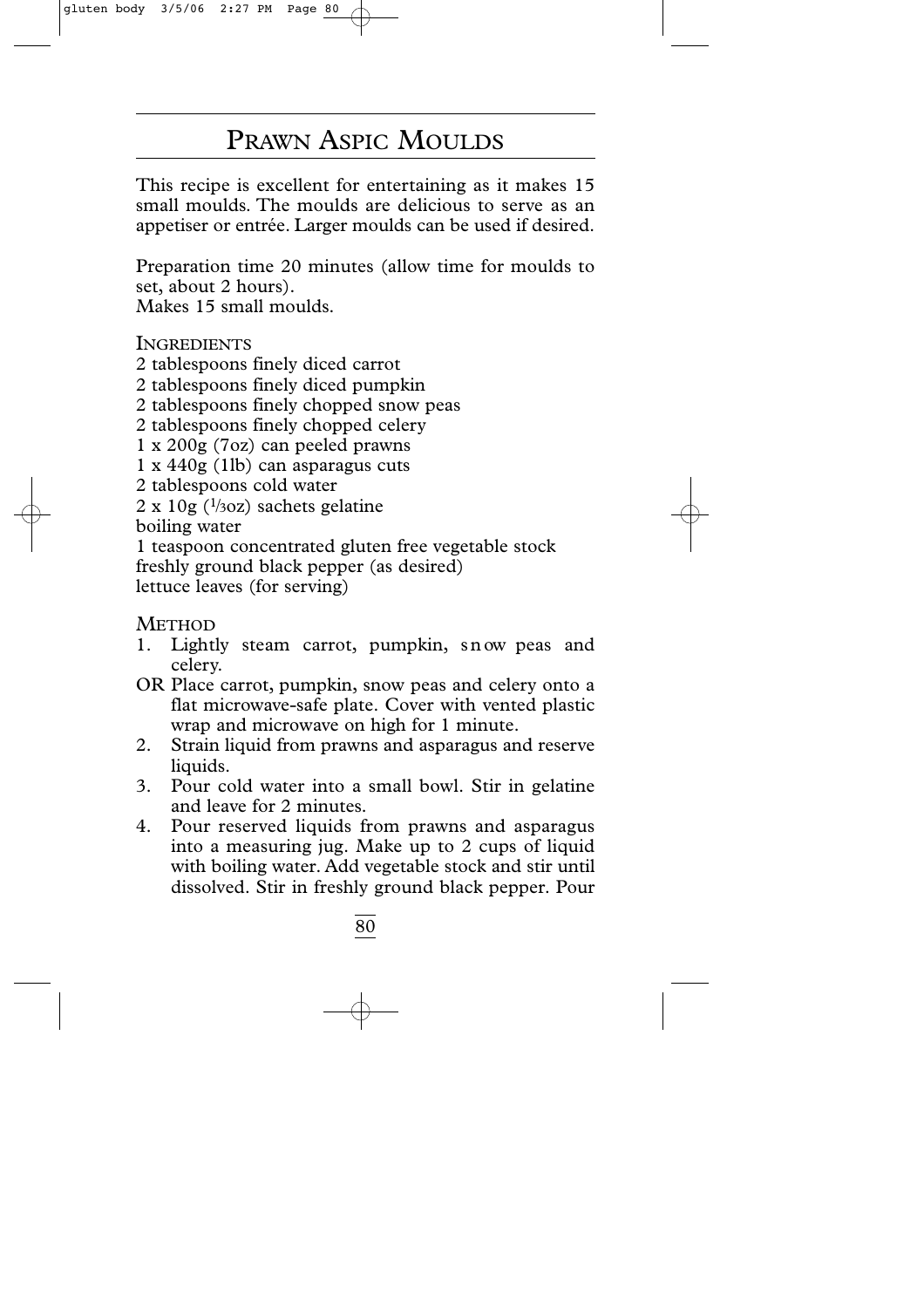# PRAWN ASPIC MOULDS

This recipe is excellent for entertaining as it makes 15 small moulds. The moulds are delicious to serve as an appetiser or entrée. Larger moulds can be used if desired.

Preparation time 20 minutes (allow time for moulds to set, about 2 hours).
Makes 15 small moulds.

## INGREDIENTS

2 tablespoons finely diced carrot
2 tablespoons finely diced pumpkin
2 tablespoons finely chopped snow peas
2 tablespoons finely chopped celery
1 x 200g (7oz) can peeled prawns
1 x 440g (1lb) can asparagus cuts
2 tablespoons cold water
2 x 10g (1/3oz) sachets gelatine
boiling water
1 teaspoon concentrated gluten free vegetable stock
freshly ground black pepper (as desired)
lettuce leaves (for serving)

## METHOD

1. Lightly steam carrot, pumpkin, snow peas and celery.

OR Place carrot, pumpkin, snow peas and celery onto a flat microwave-safe plate. Cover with vented plastic wrap and microwave on high for 1 minute.

2. Strain liquid from prawns and asparagus and reserve liquids.
3. Pour cold water into a small bowl. Stir in gelatine and leave for 2 minutes.
4. Pour reserved liquids from prawns and asparagus into a measuring jug. Make up to 2 cups of liquid with boiling water. Add vegetable stock and stir until dissolved. Stir in freshly ground black pepper. Pour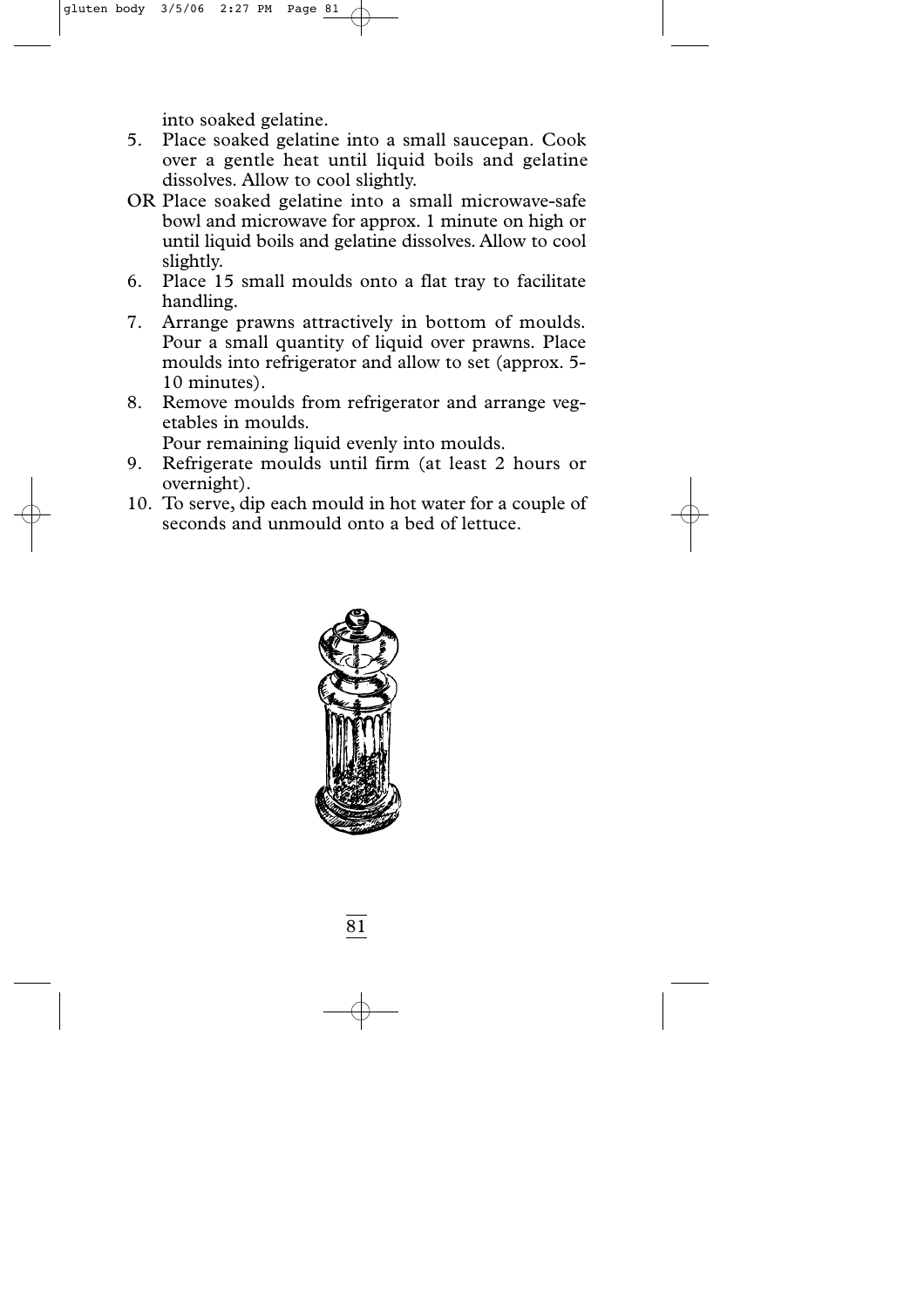into soaked gelatine.

5. Place soaked gelatine into a small saucepan. Cook over a gentle heat until liquid boils and gelatine dissolves. Allow to cool slightly.

OR Place soaked gelatine into a small microwave-safe bowl and microwave for approx. 1 minute on high or until liquid boils and gelatine dissolves. Allow to cool slightly.

6. Place 15 small moulds onto a flat tray to facilitate handling.
7. Arrange prawns attractively in bottom of moulds. Pour a small quantity of liquid over prawns. Place moulds into refrigerator and allow to set (approx. 5-10 minutes).
8. Remove moulds from refrigerator and arrange vegetables in moulds.

   Pour remaining liquid evenly into moulds.
9. Refrigerate moulds until firm (at least 2 hours or overnight).
10. To serve, dip each mould in hot water for a couple of seconds and unmould onto a bed of lettuce.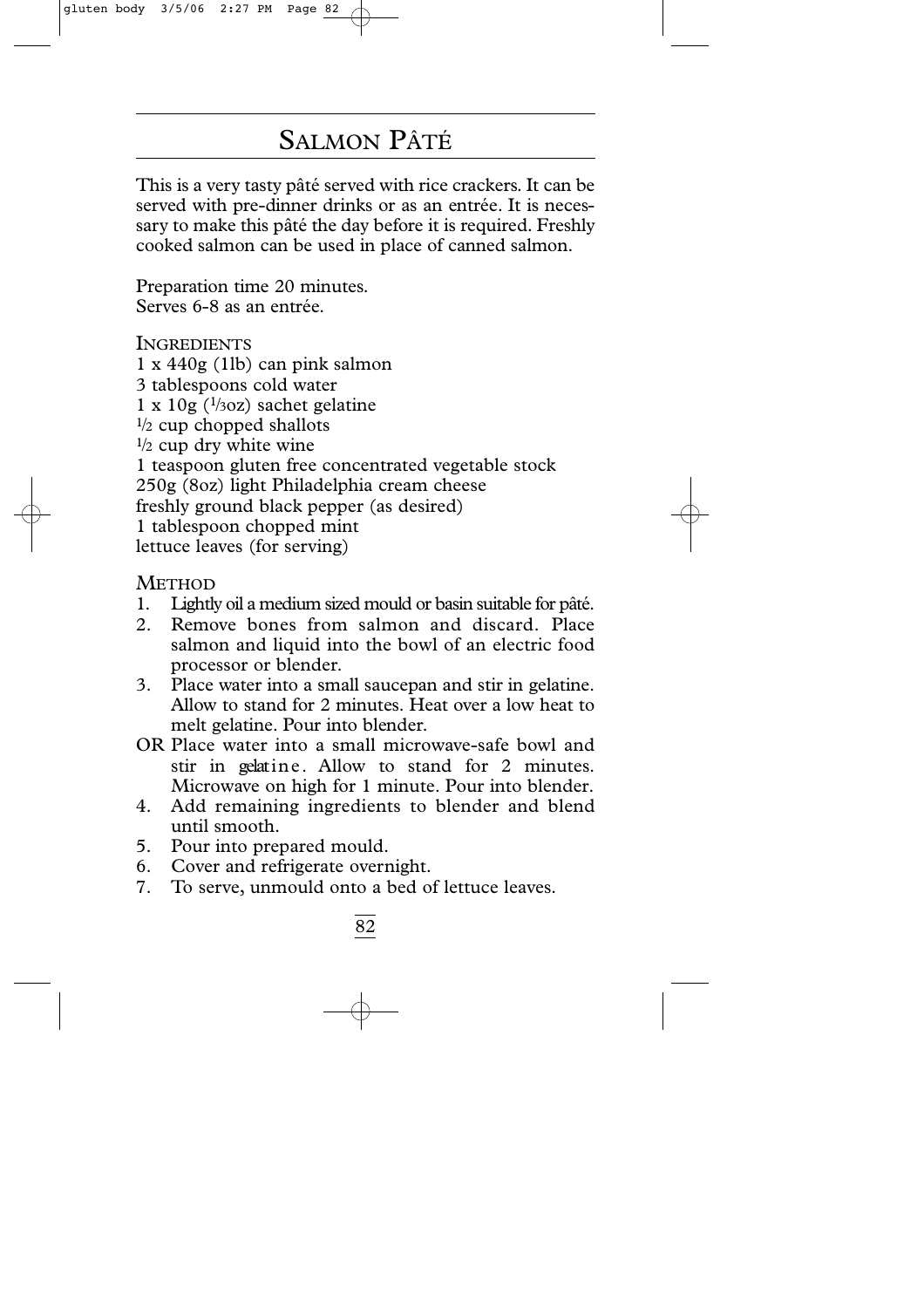# Salmon Pâté

This is a very tasty pâté served with rice crackers. It can be served with pre-dinner drinks or as an entrée. It is necessary to make this pâté the day before it is required. Freshly cooked salmon can be used in place of canned salmon.

Preparation time 20 minutes.
Serves 6-8 as an entrée.

## Ingredients

1 x 440g (1lb) can pink salmon
3 tablespoons cold water
1 x 10g (1/3oz) sachet gelatine
1/2 cup chopped shallots
1/2 cup dry white wine
1 teaspoon gluten free concentrated vegetable stock
250g (8oz) light Philadelphia cream cheese
freshly ground black pepper (as desired)
1 tablespoon chopped mint
lettuce leaves (for serving)

## Method

1. Lightly oil a medium sized mould or basin suitable for pâté.
2. Remove bones from salmon and discard. Place salmon and liquid into the bowl of an electric food processor or blender.
3. Place water into a small saucepan and stir in gelatine. Allow to stand for 2 minutes. Heat over a low heat to melt gelatine. Pour into blender.

   OR Place water into a small microwave-safe bowl and stir in gelatine. Allow to stand for 2 minutes. Microwave on high for 1 minute. Pour into blender.
4. Add remaining ingredients to blender and blend until smooth.
5. Pour into prepared mould.
6. Cover and refrigerate overnight.
7. To serve, unmould onto a bed of lettuce leaves.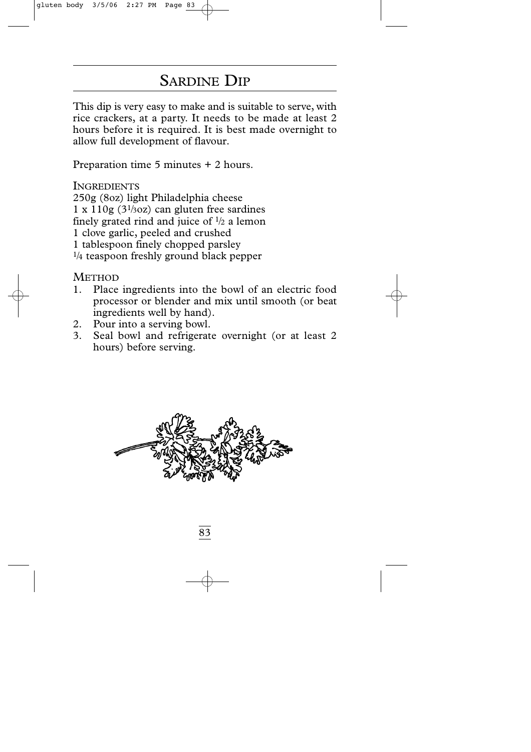# Sardine Dip

This dip is very easy to make and is suitable to serve, with rice crackers, at a party. It needs to be made at least 2 hours before it is required. It is best made overnight to allow full development of flavour.

Preparation time 5 minutes + 2 hours.

## Ingredients

250g (8oz) light Philadelphia cheese
1 x 110g (3 1/3oz) can gluten free sardines
finely grated rind and juice of 1/2 a lemon
1 clove garlic, peeled and crushed
1 tablespoon finely chopped parsley
1/4 teaspoon freshly ground black pepper

## Method

1. Place ingredients into the bowl of an electric food processor or blender and mix until smooth (or beat ingredients well by hand).
2. Pour into a serving bowl.
3. Seal bowl and refrigerate overnight (or at least 2 hours) before serving.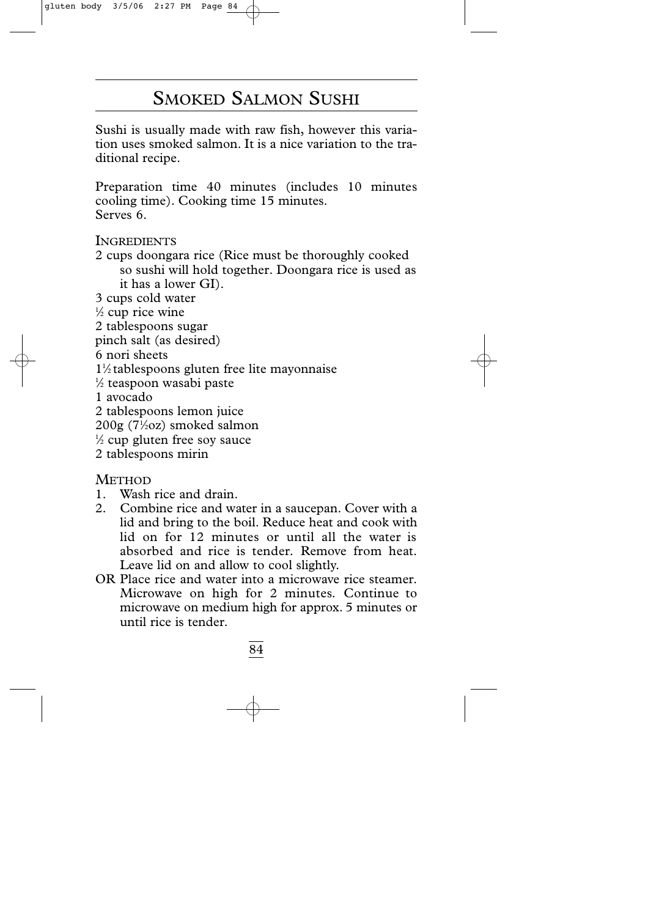# Smoked Salmon Sushi

Sushi is usually made with raw fish, however this variation uses smoked salmon. It is a nice variation to the traditional recipe.

Preparation time 40 minutes (includes 10 minutes cooling time). Cooking time 15 minutes.
Serves 6.

## Ingredients

- 2 cups doongara rice (Rice must be thoroughly cooked so sushi will hold together. Doongara rice is used as it has a lower GI).
- 3 cups cold water
- ½ cup rice wine
- 2 tablespoons sugar
- pinch salt (as desired)
- 6 nori sheets
- 1½ tablespoons gluten free lite mayonnaise
- ½ teaspoon wasabi paste
- 1 avocado
- 2 tablespoons lemon juice
- 200g (7½oz) smoked salmon
- ½ cup gluten free soy sauce
- 2 tablespoons mirin

## Method

1. Wash rice and drain.
2. Combine rice and water in a saucepan. Cover with a lid and bring to the boil. Reduce heat and cook with lid on for 12 minutes or until all the water is absorbed and rice is tender. Remove from heat. Leave lid on and allow to cool slightly.

OR Place rice and water into a microwave rice steamer. Microwave on high for 2 minutes. Continue to microwave on medium high for approx. 5 minutes or until rice is tender.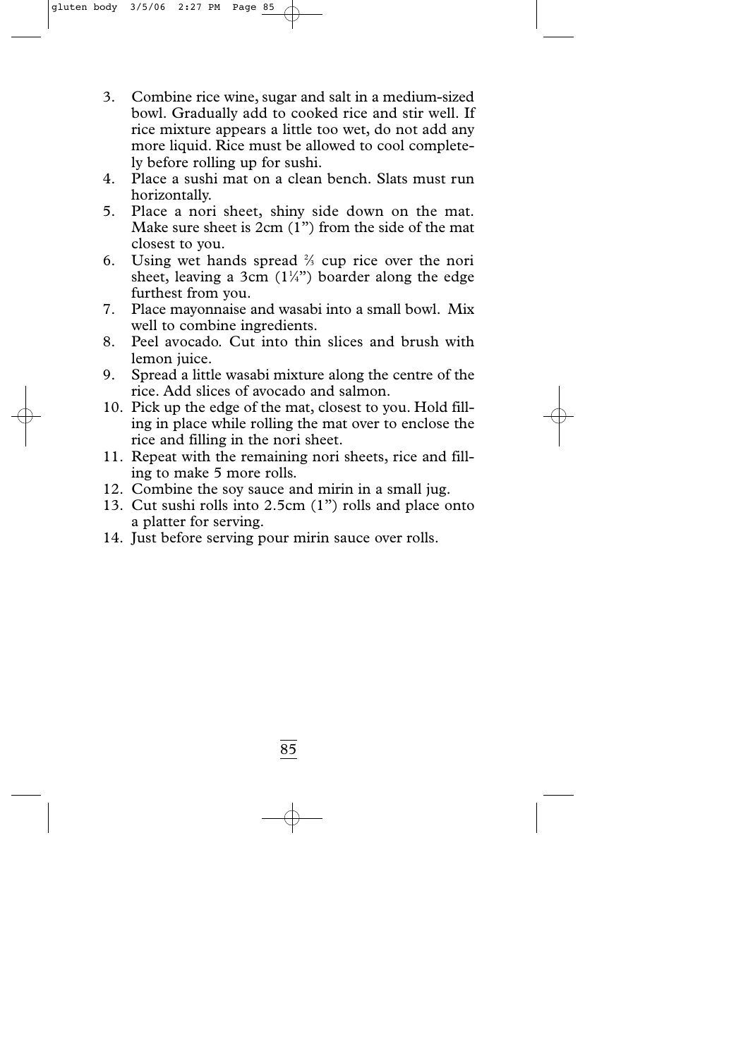3. Combine rice wine, sugar and salt in a medium-sized bowl. Gradually add to cooked rice and stir well. If rice mixture appears a little too wet, do not add any more liquid. Rice must be allowed to cool completely before rolling up for sushi.
4. Place a sushi mat on a clean bench. Slats must run horizontally.
5. Place a nori sheet, shiny side down on the mat. Make sure sheet is 2cm (1") from the side of the mat closest to you.
6. Using wet hands spread ⅔ cup rice over the nori sheet, leaving a 3cm (1¼") boarder along the edge furthest from you.
7. Place mayonnaise and wasabi into a small bowl. Mix well to combine ingredients.
8. Peel avocado. Cut into thin slices and brush with lemon juice.
9. Spread a little wasabi mixture along the centre of the rice. Add slices of avocado and salmon.
10. Pick up the edge of the mat, closest to you. Hold filling in place while rolling the mat over to enclose the rice and filling in the nori sheet.
11. Repeat with the remaining nori sheets, rice and filling to make 5 more rolls.
12. Combine the soy sauce and mirin in a small jug.
13. Cut sushi rolls into 2.5cm (1") rolls and place onto a platter for serving.
14. Just before serving pour mirin sauce over rolls.